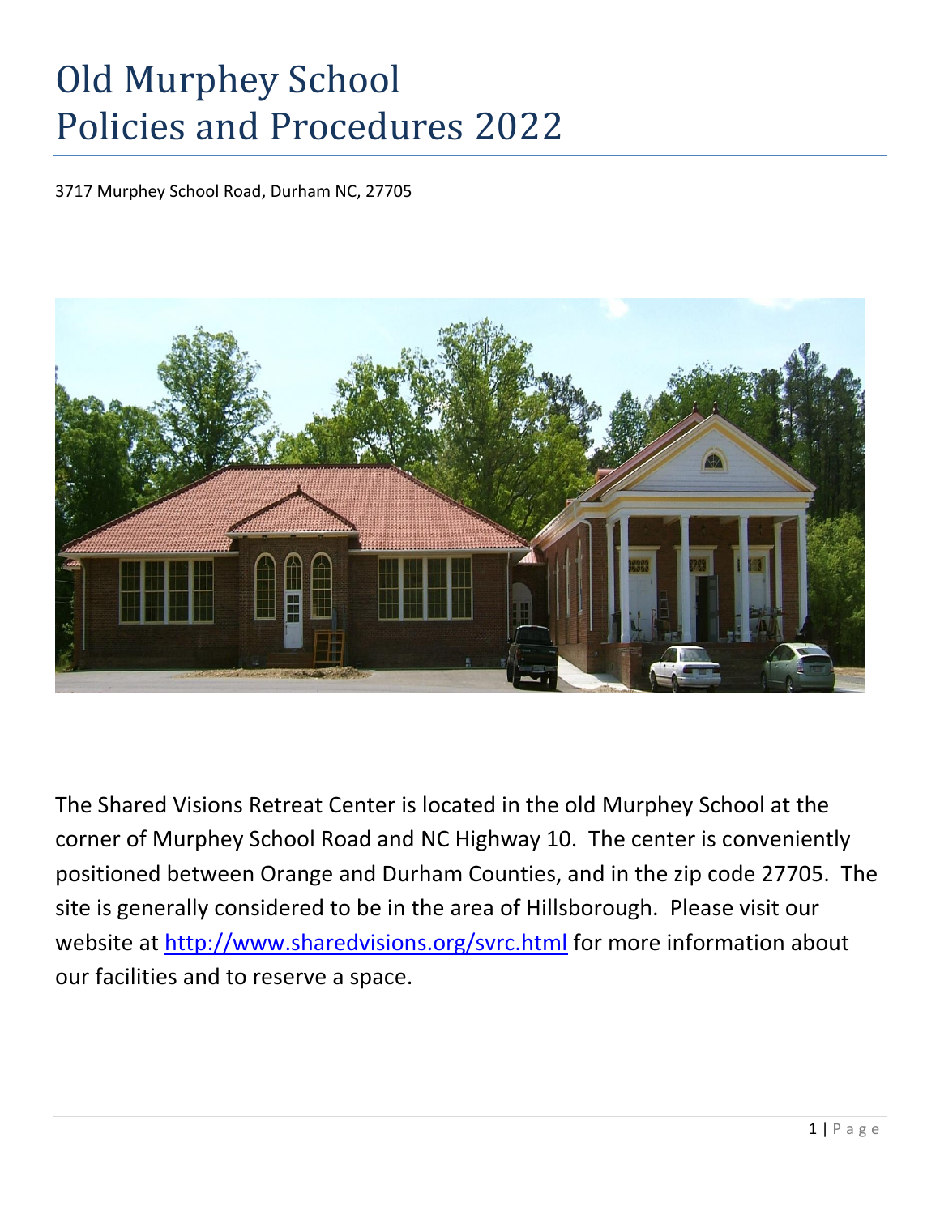# Old Murphey School
# Policies and Procedures 2022

3717 Murphey School Road, Durham NC, 27705

The Shared Visions Retreat Center is located in the old Murphey School at the corner of Murphey School Road and NC Highway 10. The center is conveniently positioned between Orange and Durham Counties, and in the zip code 27705. The site is generally considered to be in the area of Hillsborough. Please visit our website at [http://www.sharedvisions.org/svrc.html](http://www.sharedvisions.org/svrc.html) for more information about our facilities and to reserve a space.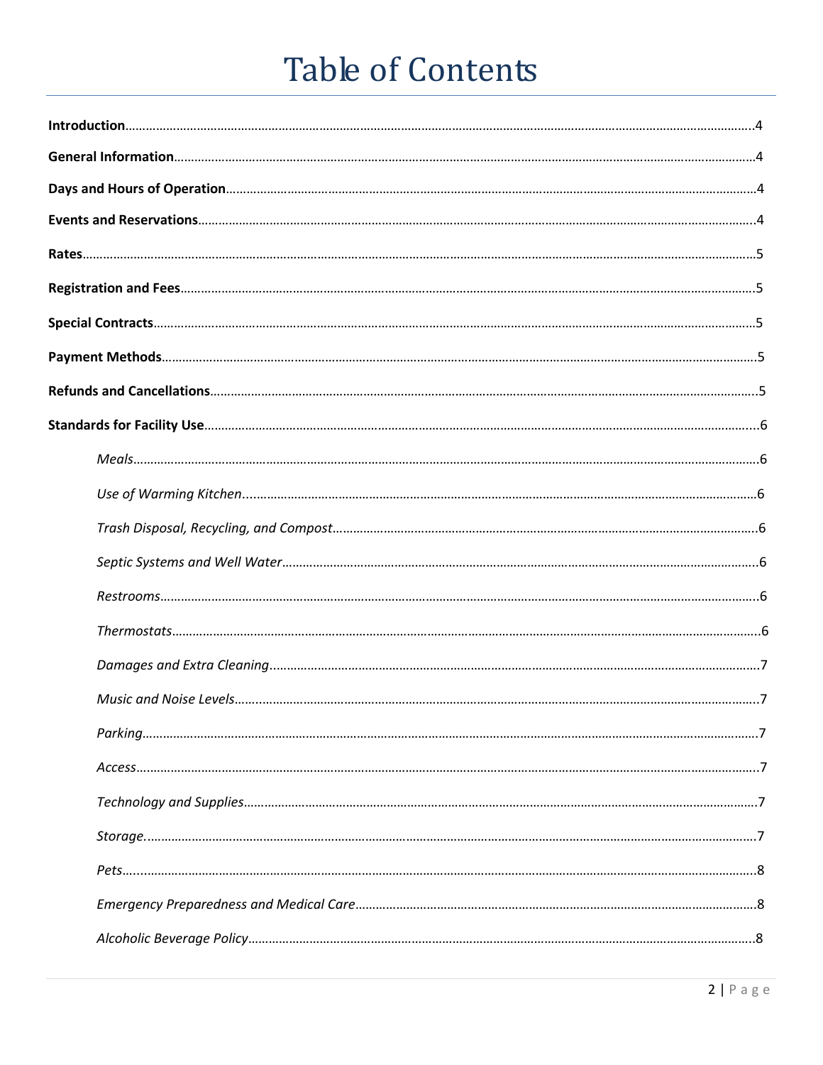# Table of Contents

**Introduction**……………………………………………………………………………………4

**General Information**……………………………………………………………………………4

**Days and Hours of Operation**…………………………………………………………………4

**Events and Reservations**………………………………………………………………………4

**Rates**……………………………………………………………………………………………5

**Registration and Fees**…………………………………………………………………………5

**Special Contracts**………………………………………………………………………………5

**Payment Methods**………………………………………………………………………………5

**Refunds and Cancellations**……………………………………………………………………5

**Standards for Facility Use**……………………………………………………………………6

- *Meals*……………………………………………………………………………………6
- *Use of Warming Kitchen*…………………………………………………………………6
- *Trash Disposal, Recycling, and Compost*………………………………………………6
- *Septic Systems and Well Water*…………………………………………………………6
- *Restrooms*………………………………………………………………………………6
- *Thermostats*……………………………………………………………………………6
- *Damages and Extra Cleaning*……………………………………………………………7
- *Music and Noise Levels*…………………………………………………………………7
- *Parking*…………………………………………………………………………………7
- *Access*…………………………………………………………………………………7
- *Technology and Supplies*…………………………………………………………………7
- *Storage*…………………………………………………………………………………7
- *Pets*……………………………………………………………………………………8
- *Emergency Preparedness and Medical Care*……………………………………………8
- *Alcoholic Beverage Policy*………………………………………………………………8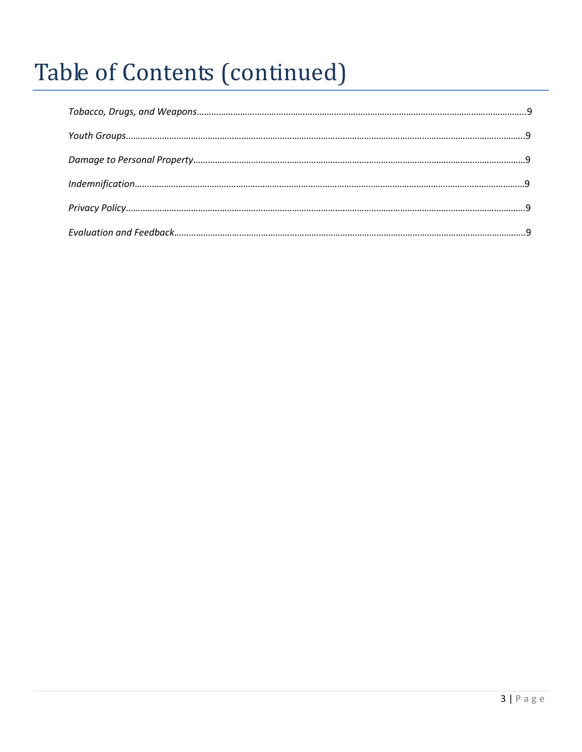# Table of Contents (continued)

*Tobacco, Drugs, and Weapons*……………………………………………………………………………………………………………..9

*Youth Groups*………………………………………………………………………………………………………………………………….9

*Damage to Personal Property*………………………………………………………………………………………………………..9

*Indemnification*…………………………………………………………………………………………………………………………..9

*Privacy Policy*…………………………………………………………………………………………………………………………….9

*Evaluation and Feedback*…………………………………………………………………………………………………………..9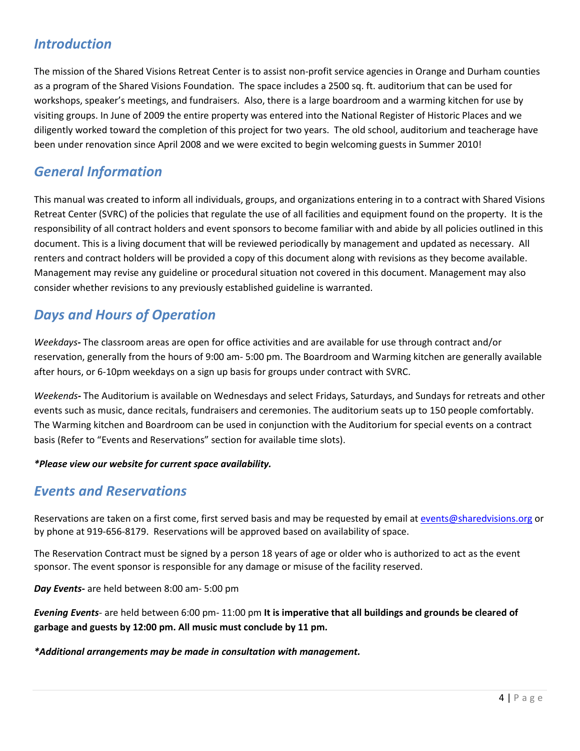## *Introduction*

The mission of the Shared Visions Retreat Center is to assist non-profit service agencies in Orange and Durham counties as a program of the Shared Visions Foundation. The space includes a 2500 sq. ft. auditorium that can be used for workshops, speaker's meetings, and fundraisers. Also, there is a large boardroom and a warming kitchen for use by visiting groups. In June of 2009 the entire property was entered into the National Register of Historic Places and we diligently worked toward the completion of this project for two years. The old school, auditorium and teacherage have been under renovation since April 2008 and we were excited to begin welcoming guests in Summer 2010!

## *General Information*

This manual was created to inform all individuals, groups, and organizations entering in to a contract with Shared Visions Retreat Center (SVRC) of the policies that regulate the use of all facilities and equipment found on the property. It is the responsibility of all contract holders and event sponsors to become familiar with and abide by all policies outlined in this document. This is a living document that will be reviewed periodically by management and updated as necessary. All renters and contract holders will be provided a copy of this document along with revisions as they become available. Management may revise any guideline or procedural situation not covered in this document. Management may also consider whether revisions to any previously established guideline is warranted.

## *Days and Hours of Operation*

*Weekdays***-** The classroom areas are open for office activities and are available for use through contract and/or reservation, generally from the hours of 9:00 am- 5:00 pm. The Boardroom and Warming kitchen are generally available after hours, or 6-10pm weekdays on a sign up basis for groups under contract with SVRC.

*Weekends***-** The Auditorium is available on Wednesdays and select Fridays, Saturdays, and Sundays for retreats and other events such as music, dance recitals, fundraisers and ceremonies. The auditorium seats up to 150 people comfortably. The Warming kitchen and Boardroom can be used in conjunction with the Auditorium for special events on a contract basis (Refer to "Events and Reservations" section for available time slots).

***\*Please view our website for current space availability.***

## *Events and Reservations*

Reservations are taken on a first come, first served basis and may be requested by email at events@sharedvisions.org or by phone at 919-656-8179. Reservations will be approved based on availability of space.

The Reservation Contract must be signed by a person 18 years of age or older who is authorized to act as the event sponsor. The event sponsor is responsible for any damage or misuse of the facility reserved.

***Day Events-*** are held between 8:00 am- 5:00 pm

***Evening Events***- are held between 6:00 pm- 11:00 pm **It is imperative that all buildings and grounds be cleared of garbage and guests by 12:00 pm. All music must conclude by 11 pm.**

***\*Additional arrangements may be made in consultation with management.***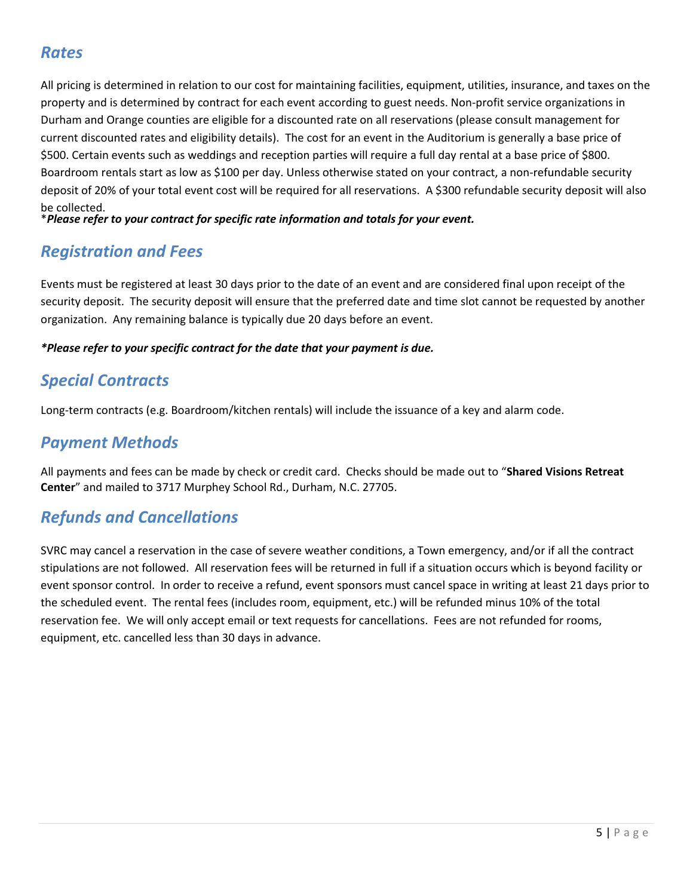## *Rates*

All pricing is determined in relation to our cost for maintaining facilities, equipment, utilities, insurance, and taxes on the property and is determined by contract for each event according to guest needs. Non-profit service organizations in Durham and Orange counties are eligible for a discounted rate on all reservations (please consult management for current discounted rates and eligibility details). The cost for an event in the Auditorium is generally a base price of $500. Certain events such as weddings and reception parties will require a full day rental at a base price of $800. Boardroom rentals start as low as $100 per day. Unless otherwise stated on your contract, a non-refundable security deposit of 20% of your total event cost will be required for all reservations. A $300 refundable security deposit will also be collected.

\****Please refer to your contract for specific rate information and totals for your event.***

## *Registration and Fees*

Events must be registered at least 30 days prior to the date of an event and are considered final upon receipt of the security deposit. The security deposit will ensure that the preferred date and time slot cannot be requested by another organization. Any remaining balance is typically due 20 days before an event.

***\*Please refer to your specific contract for the date that your payment is due.***

## *Special Contracts*

Long-term contracts (e.g. Boardroom/kitchen rentals) will include the issuance of a key and alarm code.

## *Payment Methods*

All payments and fees can be made by check or credit card. Checks should be made out to "**Shared Visions Retreat Center**" and mailed to 3717 Murphey School Rd., Durham, N.C. 27705.

## *Refunds and Cancellations*

SVRC may cancel a reservation in the case of severe weather conditions, a Town emergency, and/or if all the contract stipulations are not followed. All reservation fees will be returned in full if a situation occurs which is beyond facility or event sponsor control. In order to receive a refund, event sponsors must cancel space in writing at least 21 days prior to the scheduled event. The rental fees (includes room, equipment, etc.) will be refunded minus 10% of the total reservation fee. We will only accept email or text requests for cancellations. Fees are not refunded for rooms, equipment, etc. cancelled less than 30 days in advance.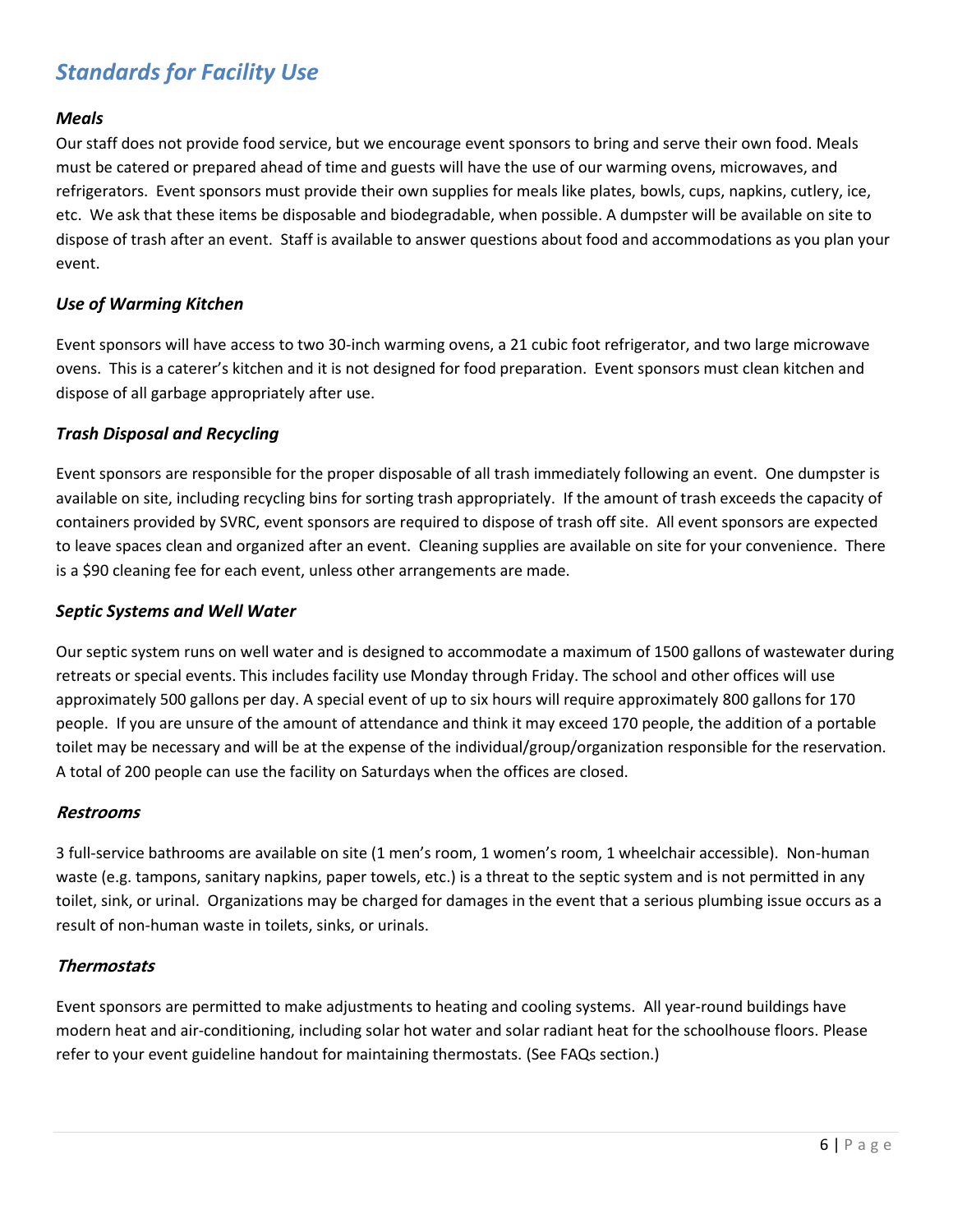## *Standards for Facility Use*

### *Meals*

Our staff does not provide food service, but we encourage event sponsors to bring and serve their own food. Meals must be catered or prepared ahead of time and guests will have the use of our warming ovens, microwaves, and refrigerators. Event sponsors must provide their own supplies for meals like plates, bowls, cups, napkins, cutlery, ice, etc. We ask that these items be disposable and biodegradable, when possible. A dumpster will be available on site to dispose of trash after an event. Staff is available to answer questions about food and accommodations as you plan your event.

### *Use of Warming Kitchen*

Event sponsors will have access to two 30-inch warming ovens, a 21 cubic foot refrigerator, and two large microwave ovens. This is a caterer's kitchen and it is not designed for food preparation. Event sponsors must clean kitchen and dispose of all garbage appropriately after use.

### *Trash Disposal and Recycling*

Event sponsors are responsible for the proper disposable of all trash immediately following an event. One dumpster is available on site, including recycling bins for sorting trash appropriately. If the amount of trash exceeds the capacity of containers provided by SVRC, event sponsors are required to dispose of trash off site. All event sponsors are expected to leave spaces clean and organized after an event. Cleaning supplies are available on site for your convenience. There is a $90 cleaning fee for each event, unless other arrangements are made.

### *Septic Systems and Well Water*

Our septic system runs on well water and is designed to accommodate a maximum of 1500 gallons of wastewater during retreats or special events. This includes facility use Monday through Friday. The school and other offices will use approximately 500 gallons per day. A special event of up to six hours will require approximately 800 gallons for 170 people. If you are unsure of the amount of attendance and think it may exceed 170 people, the addition of a portable toilet may be necessary and will be at the expense of the individual/group/organization responsible for the reservation. A total of 200 people can use the facility on Saturdays when the offices are closed.

### ***Restrooms***

3 full-service bathrooms are available on site (1 men's room, 1 women's room, 1 wheelchair accessible). Non-human waste (e.g. tampons, sanitary napkins, paper towels, etc.) is a threat to the septic system and is not permitted in any toilet, sink, or urinal. Organizations may be charged for damages in the event that a serious plumbing issue occurs as a result of non-human waste in toilets, sinks, or urinals.

### ***Thermostats***

Event sponsors are permitted to make adjustments to heating and cooling systems. All year-round buildings have modern heat and air-conditioning, including solar hot water and solar radiant heat for the schoolhouse floors. Please refer to your event guideline handout for maintaining thermostats. (See FAQs section.)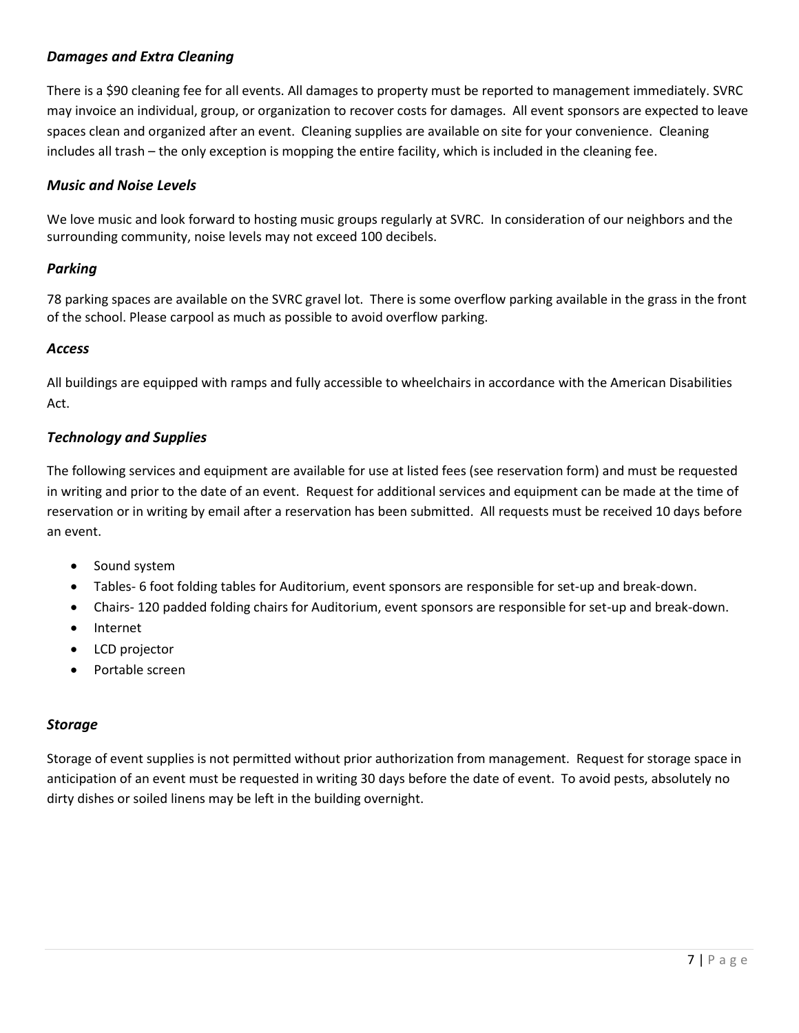### *Damages and Extra Cleaning*

There is a $90 cleaning fee for all events. All damages to property must be reported to management immediately. SVRC may invoice an individual, group, or organization to recover costs for damages. All event sponsors are expected to leave spaces clean and organized after an event. Cleaning supplies are available on site for your convenience. Cleaning includes all trash – the only exception is mopping the entire facility, which is included in the cleaning fee.

### *Music and Noise Levels*

We love music and look forward to hosting music groups regularly at SVRC. In consideration of our neighbors and the surrounding community, noise levels may not exceed 100 decibels.

### *Parking*

78 parking spaces are available on the SVRC gravel lot. There is some overflow parking available in the grass in the front of the school. Please carpool as much as possible to avoid overflow parking.

### *Access*

All buildings are equipped with ramps and fully accessible to wheelchairs in accordance with the American Disabilities Act.

### *Technology and Supplies*

The following services and equipment are available for use at listed fees (see reservation form) and must be requested in writing and prior to the date of an event. Request for additional services and equipment can be made at the time of reservation or in writing by email after a reservation has been submitted. All requests must be received 10 days before an event.

- Sound system
- Tables- 6 foot folding tables for Auditorium, event sponsors are responsible for set-up and break-down.
- Chairs- 120 padded folding chairs for Auditorium, event sponsors are responsible for set-up and break-down.
- Internet
- LCD projector
- Portable screen

### *Storage*

Storage of event supplies is not permitted without prior authorization from management. Request for storage space in anticipation of an event must be requested in writing 30 days before the date of event. To avoid pests, absolutely no dirty dishes or soiled linens may be left in the building overnight.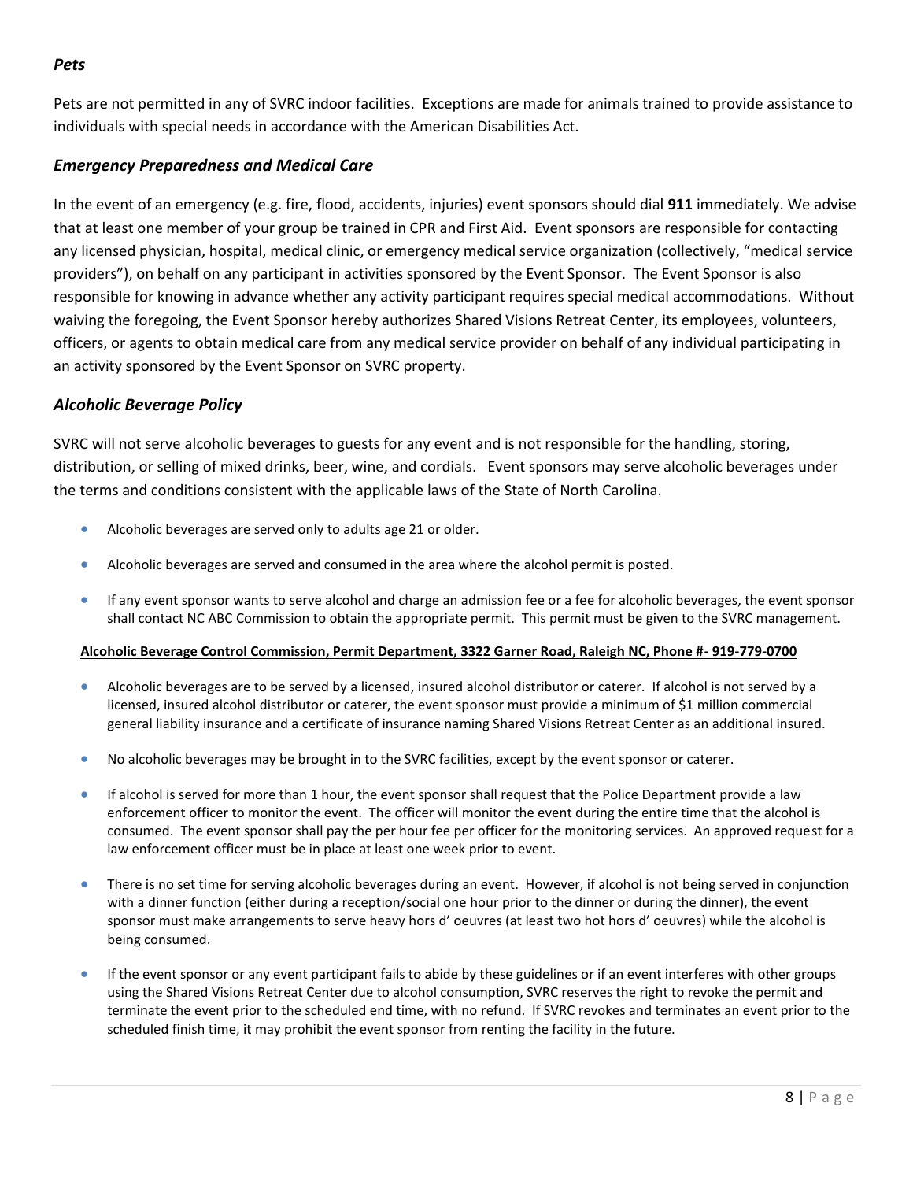### *Pets*

Pets are not permitted in any of SVRC indoor facilities. Exceptions are made for animals trained to provide assistance to individuals with special needs in accordance with the American Disabilities Act.

### *Emergency Preparedness and Medical Care*

In the event of an emergency (e.g. fire, flood, accidents, injuries) event sponsors should dial **911** immediately. We advise that at least one member of your group be trained in CPR and First Aid. Event sponsors are responsible for contacting any licensed physician, hospital, medical clinic, or emergency medical service organization (collectively, "medical service providers"), on behalf on any participant in activities sponsored by the Event Sponsor. The Event Sponsor is also responsible for knowing in advance whether any activity participant requires special medical accommodations. Without waiving the foregoing, the Event Sponsor hereby authorizes Shared Visions Retreat Center, its employees, volunteers, officers, or agents to obtain medical care from any medical service provider on behalf of any individual participating in an activity sponsored by the Event Sponsor on SVRC property.

### *Alcoholic Beverage Policy*

SVRC will not serve alcoholic beverages to guests for any event and is not responsible for the handling, storing, distribution, or selling of mixed drinks, beer, wine, and cordials. Event sponsors may serve alcoholic beverages under the terms and conditions consistent with the applicable laws of the State of North Carolina.

- Alcoholic beverages are served only to adults age 21 or older.
- Alcoholic beverages are served and consumed in the area where the alcohol permit is posted.
- If any event sponsor wants to serve alcohol and charge an admission fee or a fee for alcoholic beverages, the event sponsor shall contact NC ABC Commission to obtain the appropriate permit. This permit must be given to the SVRC management.

**Alcoholic Beverage Control Commission, Permit Department, 3322 Garner Road, Raleigh NC, Phone #- 919-779-0700**

- Alcoholic beverages are to be served by a licensed, insured alcohol distributor or caterer. If alcohol is not served by a licensed, insured alcohol distributor or caterer, the event sponsor must provide a minimum of $1 million commercial general liability insurance and a certificate of insurance naming Shared Visions Retreat Center as an additional insured.
- No alcoholic beverages may be brought in to the SVRC facilities, except by the event sponsor or caterer.
- If alcohol is served for more than 1 hour, the event sponsor shall request that the Police Department provide a law enforcement officer to monitor the event. The officer will monitor the event during the entire time that the alcohol is consumed. The event sponsor shall pay the per hour fee per officer for the monitoring services. An approved request for a law enforcement officer must be in place at least one week prior to event.
- There is no set time for serving alcoholic beverages during an event. However, if alcohol is not being served in conjunction with a dinner function (either during a reception/social one hour prior to the dinner or during the dinner), the event sponsor must make arrangements to serve heavy hors d' oeuvres (at least two hot hors d' oeuvres) while the alcohol is being consumed.
- If the event sponsor or any event participant fails to abide by these guidelines or if an event interferes with other groups using the Shared Visions Retreat Center due to alcohol consumption, SVRC reserves the right to revoke the permit and terminate the event prior to the scheduled end time, with no refund. If SVRC revokes and terminates an event prior to the scheduled finish time, it may prohibit the event sponsor from renting the facility in the future.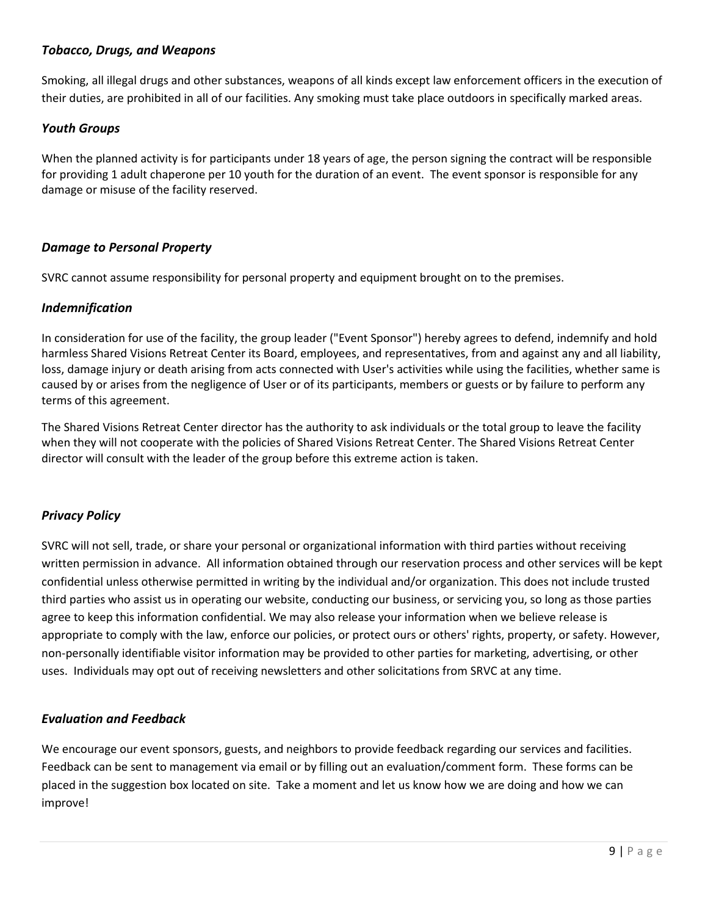### *Tobacco, Drugs, and Weapons*

Smoking, all illegal drugs and other substances, weapons of all kinds except law enforcement officers in the execution of their duties, are prohibited in all of our facilities. Any smoking must take place outdoors in specifically marked areas.

### *Youth Groups*

When the planned activity is for participants under 18 years of age, the person signing the contract will be responsible for providing 1 adult chaperone per 10 youth for the duration of an event. The event sponsor is responsible for any damage or misuse of the facility reserved.

### *Damage to Personal Property*

SVRC cannot assume responsibility for personal property and equipment brought on to the premises.

### *Indemnification*

In consideration for use of the facility, the group leader ("Event Sponsor") hereby agrees to defend, indemnify and hold harmless Shared Visions Retreat Center its Board, employees, and representatives, from and against any and all liability, loss, damage injury or death arising from acts connected with User's activities while using the facilities, whether same is caused by or arises from the negligence of User or of its participants, members or guests or by failure to perform any terms of this agreement.

The Shared Visions Retreat Center director has the authority to ask individuals or the total group to leave the facility when they will not cooperate with the policies of Shared Visions Retreat Center. The Shared Visions Retreat Center director will consult with the leader of the group before this extreme action is taken.

### *Privacy Policy*

SVRC will not sell, trade, or share your personal or organizational information with third parties without receiving written permission in advance. All information obtained through our reservation process and other services will be kept confidential unless otherwise permitted in writing by the individual and/or organization. This does not include trusted third parties who assist us in operating our website, conducting our business, or servicing you, so long as those parties agree to keep this information confidential. We may also release your information when we believe release is appropriate to comply with the law, enforce our policies, or protect ours or others' rights, property, or safety. However, non-personally identifiable visitor information may be provided to other parties for marketing, advertising, or other uses. Individuals may opt out of receiving newsletters and other solicitations from SRVC at any time.

### *Evaluation and Feedback*

We encourage our event sponsors, guests, and neighbors to provide feedback regarding our services and facilities. Feedback can be sent to management via email or by filling out an evaluation/comment form. These forms can be placed in the suggestion box located on site. Take a moment and let us know how we are doing and how we can improve!